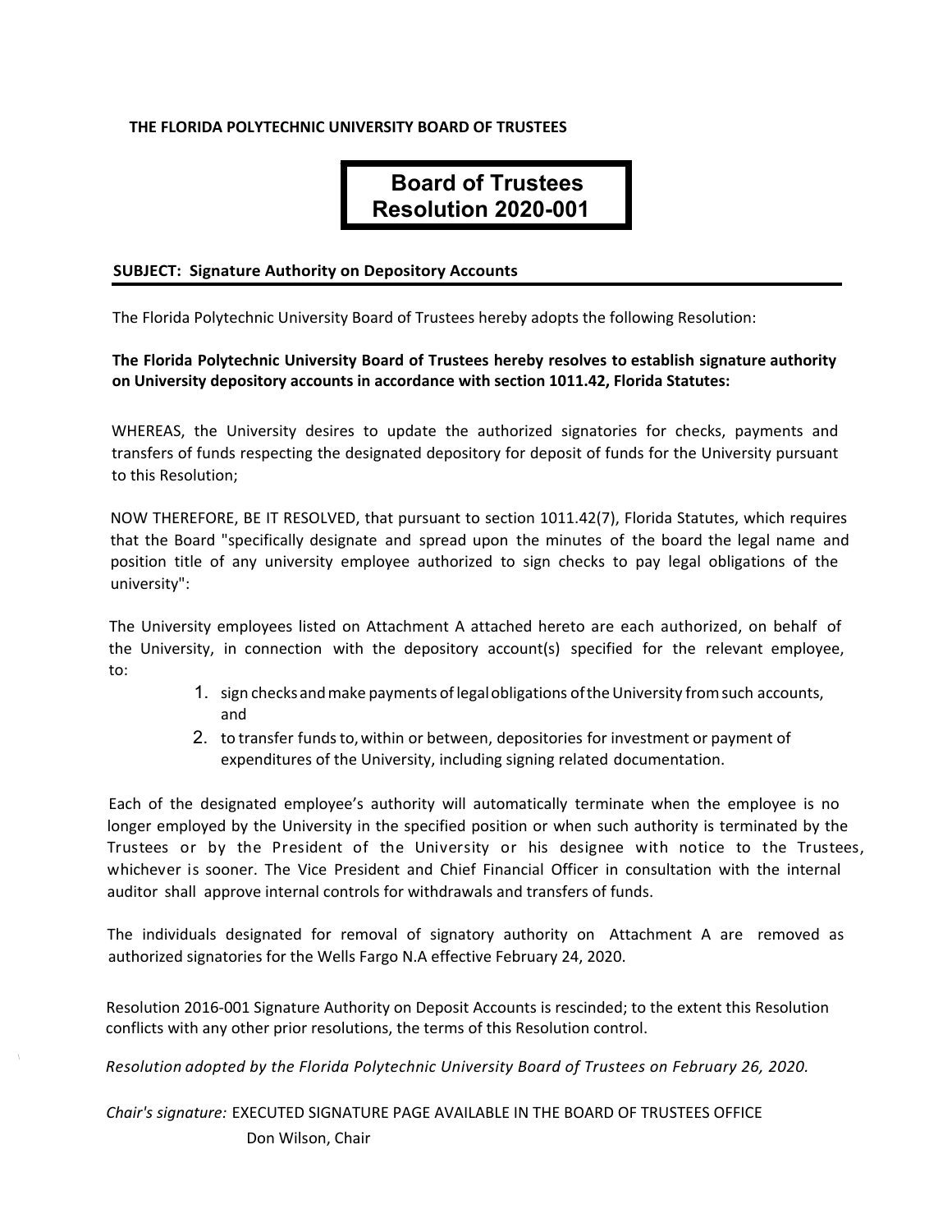**THE FLORIDA POLYTECHNIC UNIVERSITY BOARD OF TRUSTEES**

# Board of Trustees Resolution 2020-001

**SUBJECT: Signature Authority on Depository Accounts**

The Florida Polytechnic University Board of Trustees hereby adopts the following Resolution:

**The Florida Polytechnic University Board of Trustees hereby resolves to establish signature authority on University depository accounts in accordance with section 1011.42, Florida Statutes:**

WHEREAS, the University desires to update the authorized signatories for checks, payments and transfers of funds respecting the designated depository for deposit of funds for the University pursuant to this Resolution;

NOW THEREFORE, BE IT RESOLVED, that pursuant to section 1011.42(7), Florida Statutes, which requires that the Board "specifically designate and spread upon the minutes of the board the legal name and position title of any university employee authorized to sign checks to pay legal obligations of the university":

The University employees listed on Attachment A attached hereto are each authorized, on behalf of the University, in connection with the depository account(s) specified for the relevant employee, to:

1. sign checks and make payments of legal obligations of the University from such accounts, and
2. to transfer funds to, within or between, depositories for investment or payment of expenditures of the University, including signing related documentation.

Each of the designated employee's authority will automatically terminate when the employee is no longer employed by the University in the specified position or when such authority is terminated by the Trustees or by the President of the University or his designee with notice to the Trustees, whichever is sooner. The Vice President and Chief Financial Officer in consultation with the internal auditor shall approve internal controls for withdrawals and transfers of funds.

The individuals designated for removal of signatory authority on Attachment A are removed as authorized signatories for the Wells Fargo N.A effective February 24, 2020.

Resolution 2016-001 Signature Authority on Deposit Accounts is rescinded; to the extent this Resolution conflicts with any other prior resolutions, the terms of this Resolution control.

*Resolution adopted by the Florida Polytechnic University Board of Trustees on February 26, 2020.*

*Chair's signature:* EXECUTED SIGNATURE PAGE AVAILABLE IN THE BOARD OF TRUSTEES OFFICE
Don Wilson, Chair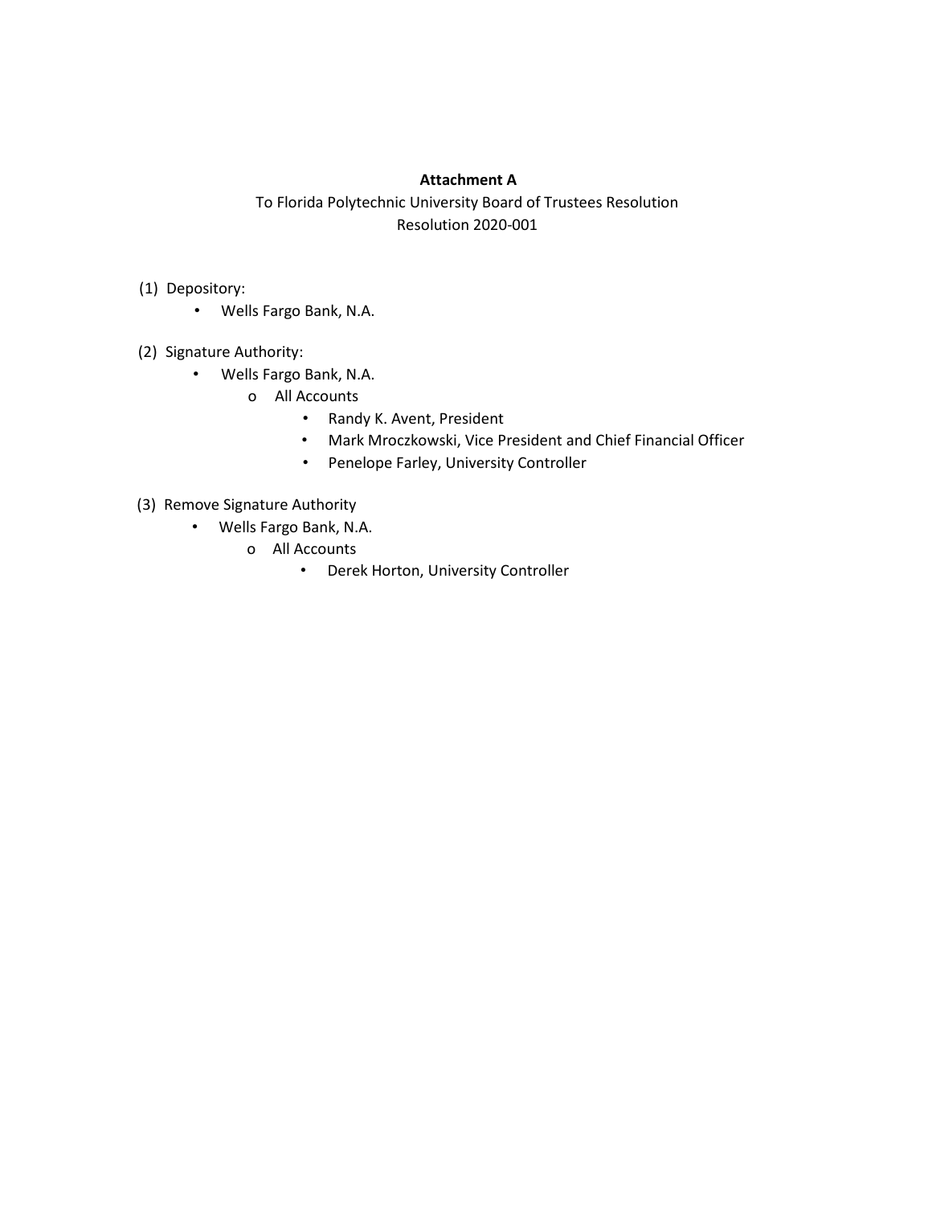**Attachment A**

To Florida Polytechnic University Board of Trustees Resolution
Resolution 2020-001

(1) Depository:
- Wells Fargo Bank, N.A.

(2) Signature Authority:
- Wells Fargo Bank, N.A.
  - All Accounts
    - Randy K. Avent, President
    - Mark Mroczkowski, Vice President and Chief Financial Officer
    - Penelope Farley, University Controller

(3) Remove Signature Authority
- Wells Fargo Bank, N.A.
  - All Accounts
    - Derek Horton, University Controller